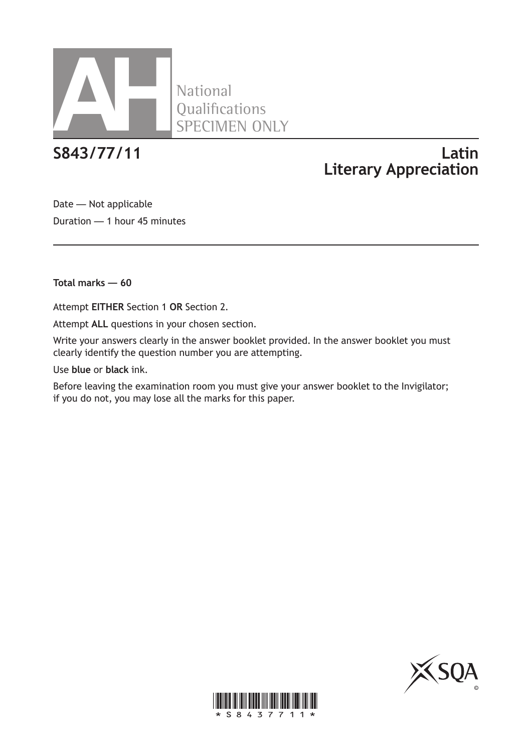AH National Qualifications SPECIMEN ONLY

# S843/77/11 Latin Literary Appreciation

Date — Not applicable

Duration — 1 hour 45 minutes

**Total marks — 60**

Attempt **EITHER** Section 1 **OR** Section 2.

Attempt **ALL** questions in your chosen section.

Write your answers clearly in the answer booklet provided. In the answer booklet you must clearly identify the question number you are attempting.

Use **blue** or **black** ink.

Before leaving the examination room you must give your answer booklet to the Invigilator; if you do not, you may lose all the marks for this paper.

*S843/77/11*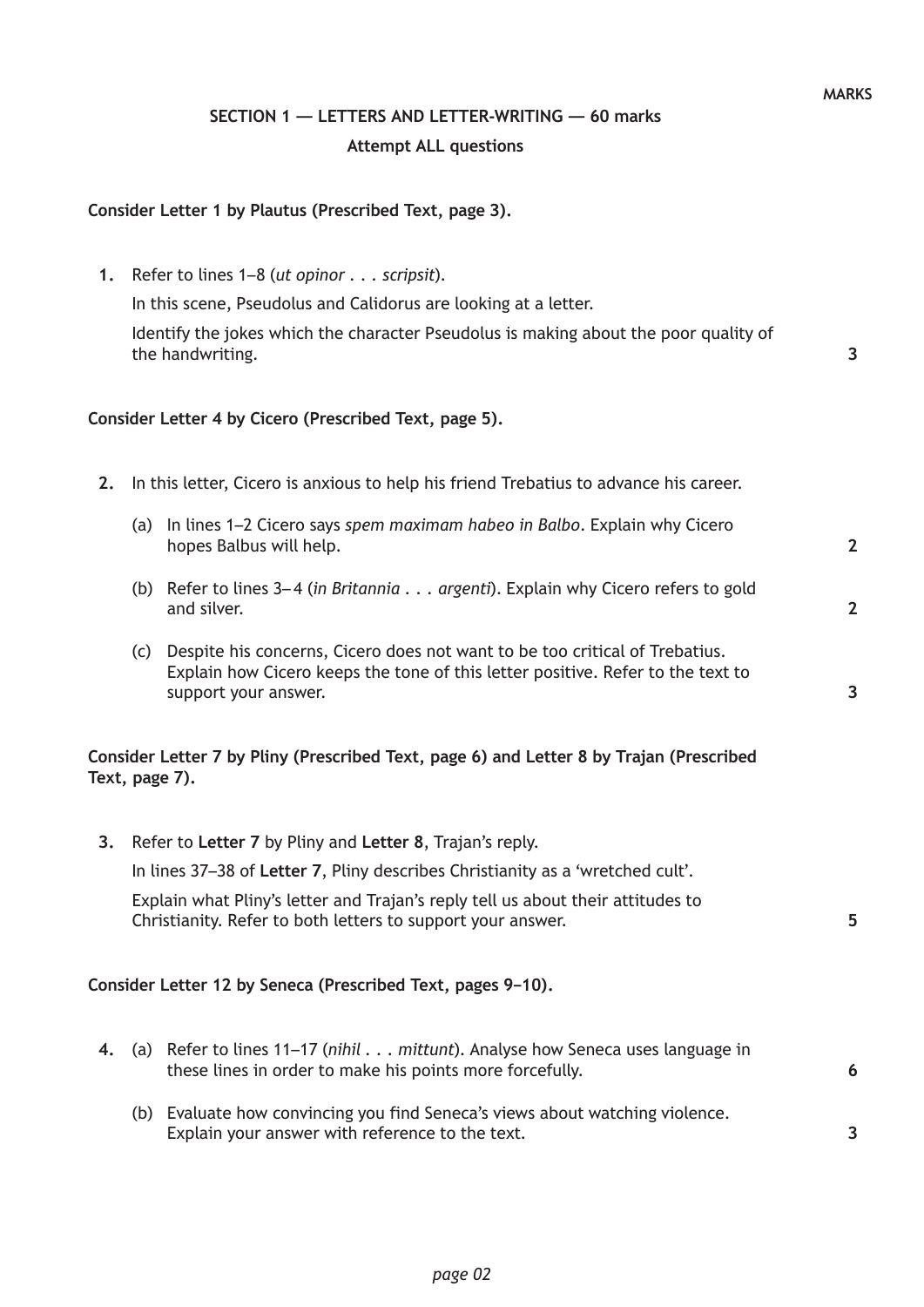MARKS

## SECTION 1 — LETTERS AND LETTER-WRITING — 60 marks

**Attempt ALL questions**

**Consider Letter 1 by Plautus (Prescribed Text, page 3).**

**1.** Refer to lines 1–8 (*ut opinor . . . scripsit*).

In this scene, Pseudolus and Calidorus are looking at a letter.

Identify the jokes which the character Pseudolus is making about the poor quality of the handwriting. **3**

**Consider Letter 4 by Cicero (Prescribed Text, page 5).**

**2.** In this letter, Cicero is anxious to help his friend Trebatius to advance his career.

(a) In lines 1–2 Cicero says *spem maximam habeo in Balbo*. Explain why Cicero hopes Balbus will help. **2**

(b) Refer to lines 3– 4 (*in Britannia . . . argenti*). Explain why Cicero refers to gold and silver. **2**

(c) Despite his concerns, Cicero does not want to be too critical of Trebatius. Explain how Cicero keeps the tone of this letter positive. Refer to the text to support your answer. **3**

**Consider Letter 7 by Pliny (Prescribed Text, page 6) and Letter 8 by Trajan (Prescribed Text, page 7).**

**3.** Refer to **Letter 7** by Pliny and **Letter 8**, Trajan's reply.

In lines 37–38 of **Letter 7**, Pliny describes Christianity as a 'wretched cult'.

Explain what Pliny's letter and Trajan's reply tell us about their attitudes to Christianity. Refer to both letters to support your answer. **5**

**Consider Letter 12 by Seneca (Prescribed Text, pages 9–10).**

**4.** (a) Refer to lines 11–17 (*nihil . . . mittunt*). Analyse how Seneca uses language in these lines in order to make his points more forcefully. **6**

(b) Evaluate how convincing you find Seneca's views about watching violence. Explain your answer with reference to the text. **3**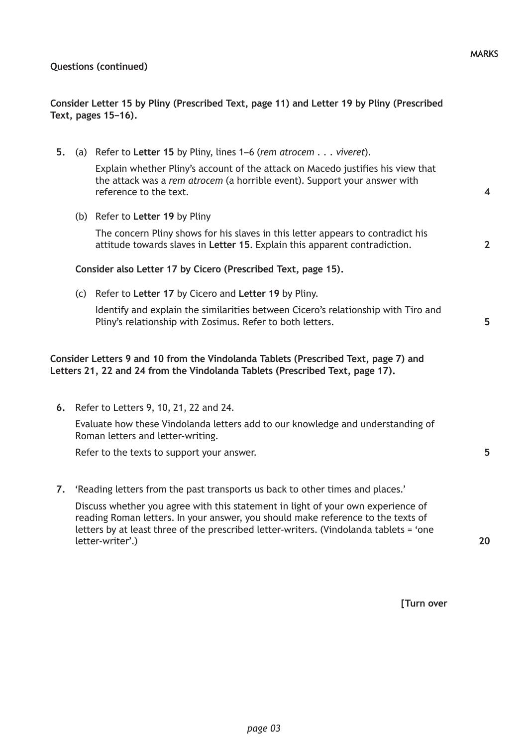**Questions (continued)**

**MARKS**

**Consider Letter 15 by Pliny (Prescribed Text, page 11) and Letter 19 by Pliny (Prescribed Text, pages 15–16).**

**5.** (a) Refer to **Letter 15** by Pliny, lines 1–6 (*rem atrocem . . . viveret*).

Explain whether Pliny's account of the attack on Macedo justifies his view that the attack was a *rem atrocem* (a horrible event). Support your answer with reference to the text. **4**

(b) Refer to **Letter 19** by Pliny

The concern Pliny shows for his slaves in this letter appears to contradict his attitude towards slaves in **Letter 15**. Explain this apparent contradiction. **2**

**Consider also Letter 17 by Cicero (Prescribed Text, page 15).**

(c) Refer to **Letter 17** by Cicero and **Letter 19** by Pliny.

Identify and explain the similarities between Cicero's relationship with Tiro and Pliny's relationship with Zosimus. Refer to both letters. **5**

**Consider Letters 9 and 10 from the Vindolanda Tablets (Prescribed Text, page 7) and Letters 21, 22 and 24 from the Vindolanda Tablets (Prescribed Text, page 17).**

**6.** Refer to Letters 9, 10, 21, 22 and 24.

Evaluate how these Vindolanda letters add to our knowledge and understanding of Roman letters and letter-writing.

Refer to the texts to support your answer. **5**

**7.** 'Reading letters from the past transports us back to other times and places.'

Discuss whether you agree with this statement in light of your own experience of reading Roman letters. In your answer, you should make reference to the texts of letters by at least three of the prescribed letter-writers. (Vindolanda tablets = 'one letter-writer'.) **20**

**[Turn over**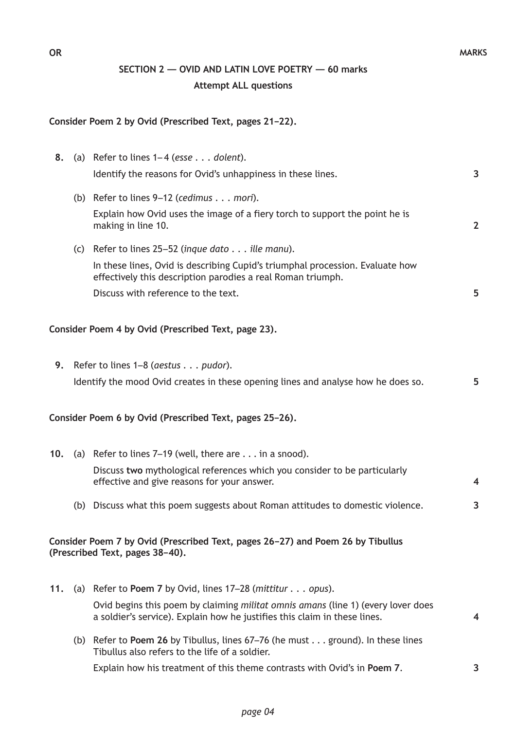OR

MARKS

## SECTION 2 — OVID AND LATIN LOVE POETRY — 60 marks

**Attempt ALL questions**

**Consider Poem 2 by Ovid (Prescribed Text, pages 21–22).**

**8.** (a) Refer to lines 1–4 (*esse . . . dolent*).

Identify the reasons for Ovid's unhappiness in these lines. **3**

(b) Refer to lines 9–12 (*cedimus . . . mori*).

Explain how Ovid uses the image of a fiery torch to support the point he is making in line 10. **2**

(c) Refer to lines 25–52 (*inque dato . . . ille manu*).

In these lines, Ovid is describing Cupid's triumphal procession. Evaluate how effectively this description parodies a real Roman triumph.

Discuss with reference to the text. **5**

**Consider Poem 4 by Ovid (Prescribed Text, page 23).**

**9.** Refer to lines 1–8 (*aestus . . . pudor*).

Identify the mood Ovid creates in these opening lines and analyse how he does so. **5**

**Consider Poem 6 by Ovid (Prescribed Text, pages 25–26).**

**10.** (a) Refer to lines 7–19 (well, there are . . . in a snood).

Discuss **two** mythological references which you consider to be particularly effective and give reasons for your answer. **4**

(b) Discuss what this poem suggests about Roman attitudes to domestic violence. **3**

**Consider Poem 7 by Ovid (Prescribed Text, pages 26–27) and Poem 26 by Tibullus (Prescribed Text, pages 38–40).**

**11.** (a) Refer to **Poem 7** by Ovid, lines 17–28 (*mittitur . . . opus*).

Ovid begins this poem by claiming *militat omnis amans* (line 1) (every lover does a soldier's service). Explain how he justifies this claim in these lines. **4**

(b) Refer to **Poem 26** by Tibullus, lines 67–76 (he must . . . ground). In these lines Tibullus also refers to the life of a soldier.

Explain how his treatment of this theme contrasts with Ovid's in **Poem 7**. **3**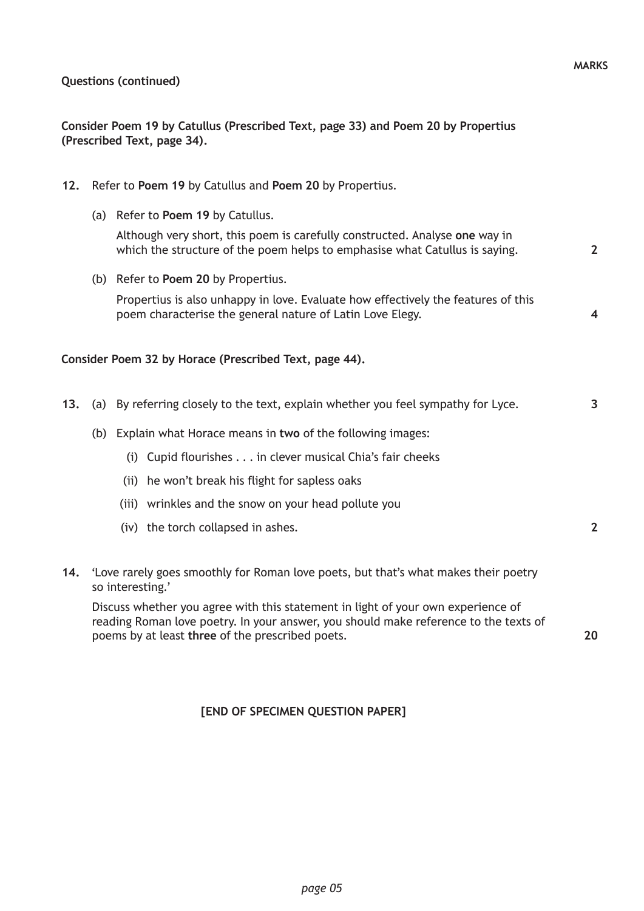**MARKS**

**Questions (continued)**

**Consider Poem 19 by Catullus (Prescribed Text, page 33) and Poem 20 by Propertius (Prescribed Text, page 34).**

**12.** Refer to **Poem 19** by Catullus and **Poem 20** by Propertius.

(a) Refer to **Poem 19** by Catullus.

Although very short, this poem is carefully constructed. Analyse **one** way in which the structure of the poem helps to emphasise what Catullus is saying. **2**

(b) Refer to **Poem 20** by Propertius.

Propertius is also unhappy in love. Evaluate how effectively the features of this poem characterise the general nature of Latin Love Elegy. **4**

**Consider Poem 32 by Horace (Prescribed Text, page 44).**

**13.** (a) By referring closely to the text, explain whether you feel sympathy for Lyce. **3**

(b) Explain what Horace means in **two** of the following images:

(i) Cupid flourishes . . . in clever musical Chia's fair cheeks

(ii) he won't break his flight for sapless oaks

(iii) wrinkles and the snow on your head pollute you

(iv) the torch collapsed in ashes. **2**

**14.** 'Love rarely goes smoothly for Roman love poets, but that's what makes their poetry so interesting.'

Discuss whether you agree with this statement in light of your own experience of reading Roman love poetry. In your answer, you should make reference to the texts of poems by at least **three** of the prescribed poets. **20**

**[END OF SPECIMEN QUESTION PAPER]**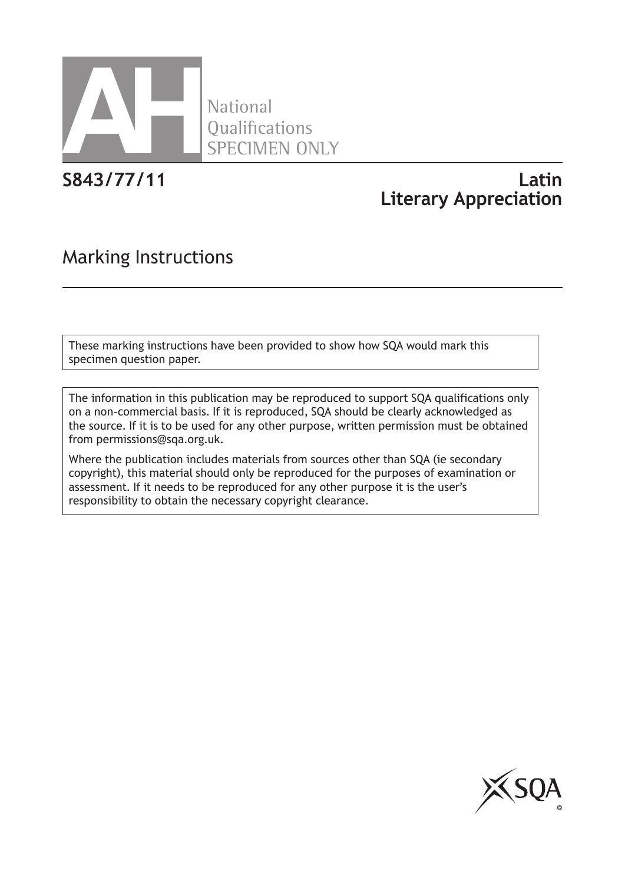AH National Qualifications SPECIMEN ONLY

# S843/77/11 Latin Literary Appreciation

## Marking Instructions

These marking instructions have been provided to show how SQA would mark this specimen question paper.

The information in this publication may be reproduced to support SQA qualifications only on a non-commercial basis. If it is reproduced, SQA should be clearly acknowledged as the source. If it is to be used for any other purpose, written permission must be obtained from permissions@sqa.org.uk.

Where the publication includes materials from sources other than SQA (ie secondary copyright), this material should only be reproduced for the purposes of examination or assessment. If it needs to be reproduced for any other purpose it is the user's responsibility to obtain the necessary copyright clearance.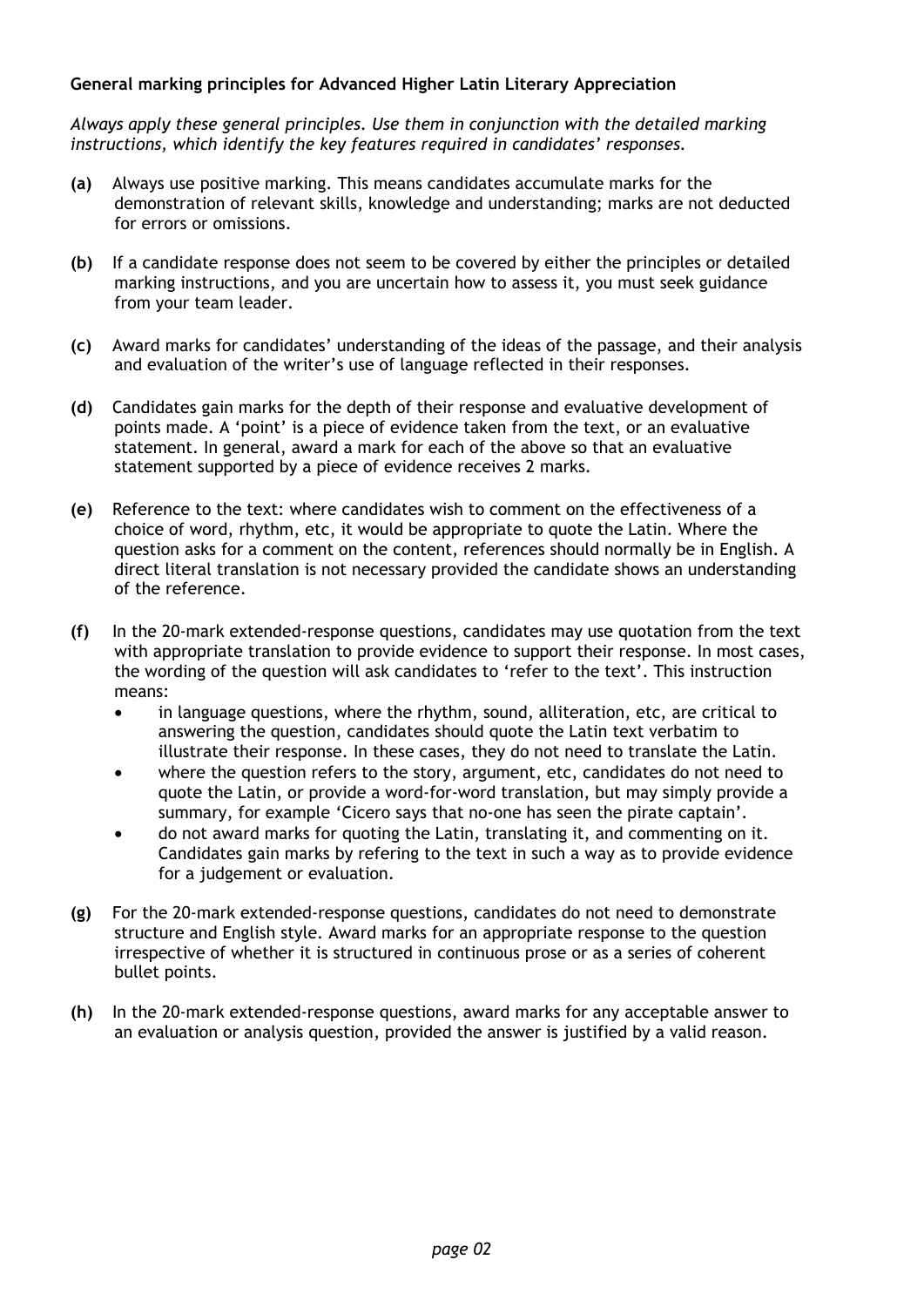**General marking principles for Advanced Higher Latin Literary Appreciation**

*Always apply these general principles. Use them in conjunction with the detailed marking instructions, which identify the key features required in candidates' responses.*

**(a)** Always use positive marking. This means candidates accumulate marks for the demonstration of relevant skills, knowledge and understanding; marks are not deducted for errors or omissions.

**(b)** If a candidate response does not seem to be covered by either the principles or detailed marking instructions, and you are uncertain how to assess it, you must seek guidance from your team leader.

**(c)** Award marks for candidates' understanding of the ideas of the passage, and their analysis and evaluation of the writer's use of language reflected in their responses.

**(d)** Candidates gain marks for the depth of their response and evaluative development of points made. A 'point' is a piece of evidence taken from the text, or an evaluative statement. In general, award a mark for each of the above so that an evaluative statement supported by a piece of evidence receives 2 marks.

**(e)** Reference to the text: where candidates wish to comment on the effectiveness of a choice of word, rhythm, etc, it would be appropriate to quote the Latin. Where the question asks for a comment on the content, references should normally be in English. A direct literal translation is not necessary provided the candidate shows an understanding of the reference.

**(f)** In the 20-mark extended-response questions, candidates may use quotation from the text with appropriate translation to provide evidence to support their response. In most cases, the wording of the question will ask candidates to 'refer to the text'. This instruction means:

- in language questions, where the rhythm, sound, alliteration, etc, are critical to answering the question, candidates should quote the Latin text verbatim to illustrate their response. In these cases, they do not need to translate the Latin.
- where the question refers to the story, argument, etc, candidates do not need to quote the Latin, or provide a word-for-word translation, but may simply provide a summary, for example 'Cicero says that no-one has seen the pirate captain'.
- do not award marks for quoting the Latin, translating it, and commenting on it. Candidates gain marks by refering to the text in such a way as to provide evidence for a judgement or evaluation.

**(g)** For the 20-mark extended-response questions, candidates do not need to demonstrate structure and English style. Award marks for an appropriate response to the question irrespective of whether it is structured in continuous prose or as a series of coherent bullet points.

**(h)** In the 20-mark extended-response questions, award marks for any acceptable answer to an evaluation or analysis question, provided the answer is justified by a valid reason.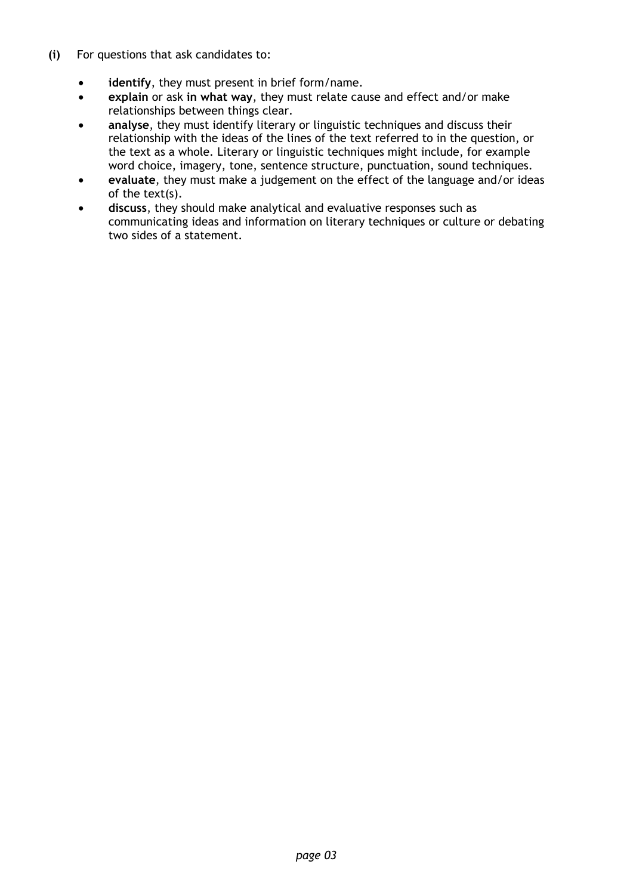**(i)** For questions that ask candidates to:

- **identify**, they must present in brief form/name.
- **explain** or ask **in what way**, they must relate cause and effect and/or make relationships between things clear.
- **analyse**, they must identify literary or linguistic techniques and discuss their relationship with the ideas of the lines of the text referred to in the question, or the text as a whole. Literary or linguistic techniques might include, for example word choice, imagery, tone, sentence structure, punctuation, sound techniques.
- **evaluate**, they must make a judgement on the effect of the language and/or ideas of the text(s).
- **discuss**, they should make analytical and evaluative responses such as communicating ideas and information on literary techniques or culture or debating two sides of a statement.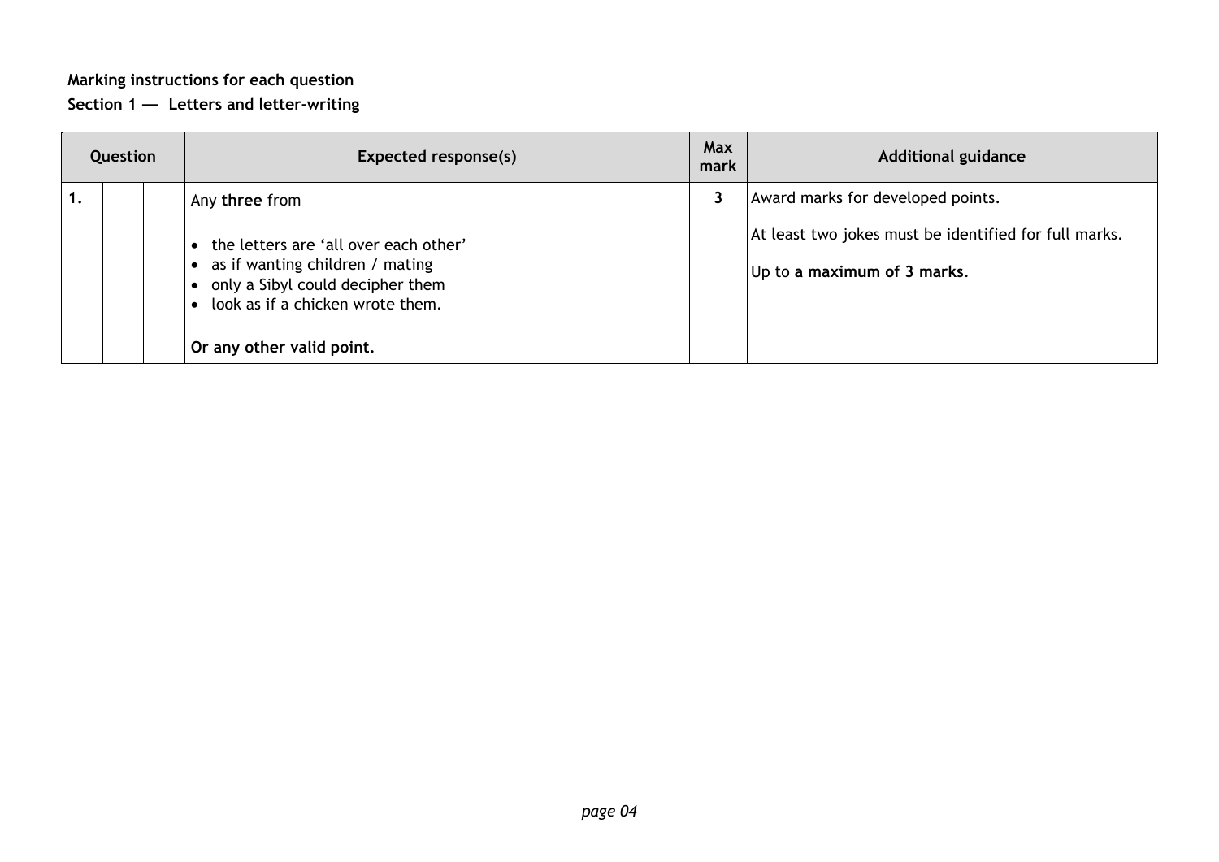**Marking instructions for each question**

**Section 1 — Letters and letter-writing**

| Question | | | Expected response(s) | Max mark | Additional guidance |
|---|---|---|---|---|---|
| 1. | | | Any **three** from<br><br>• the letters are 'all over each other'<br>• as if wanting children / mating<br>• only a Sibyl could decipher them<br>• look as if a chicken wrote them.<br><br>**Or any other valid point.** | 3 | Award marks for developed points.<br><br>At least two jokes must be identified for full marks.<br><br>Up to **a maximum of 3 marks**. |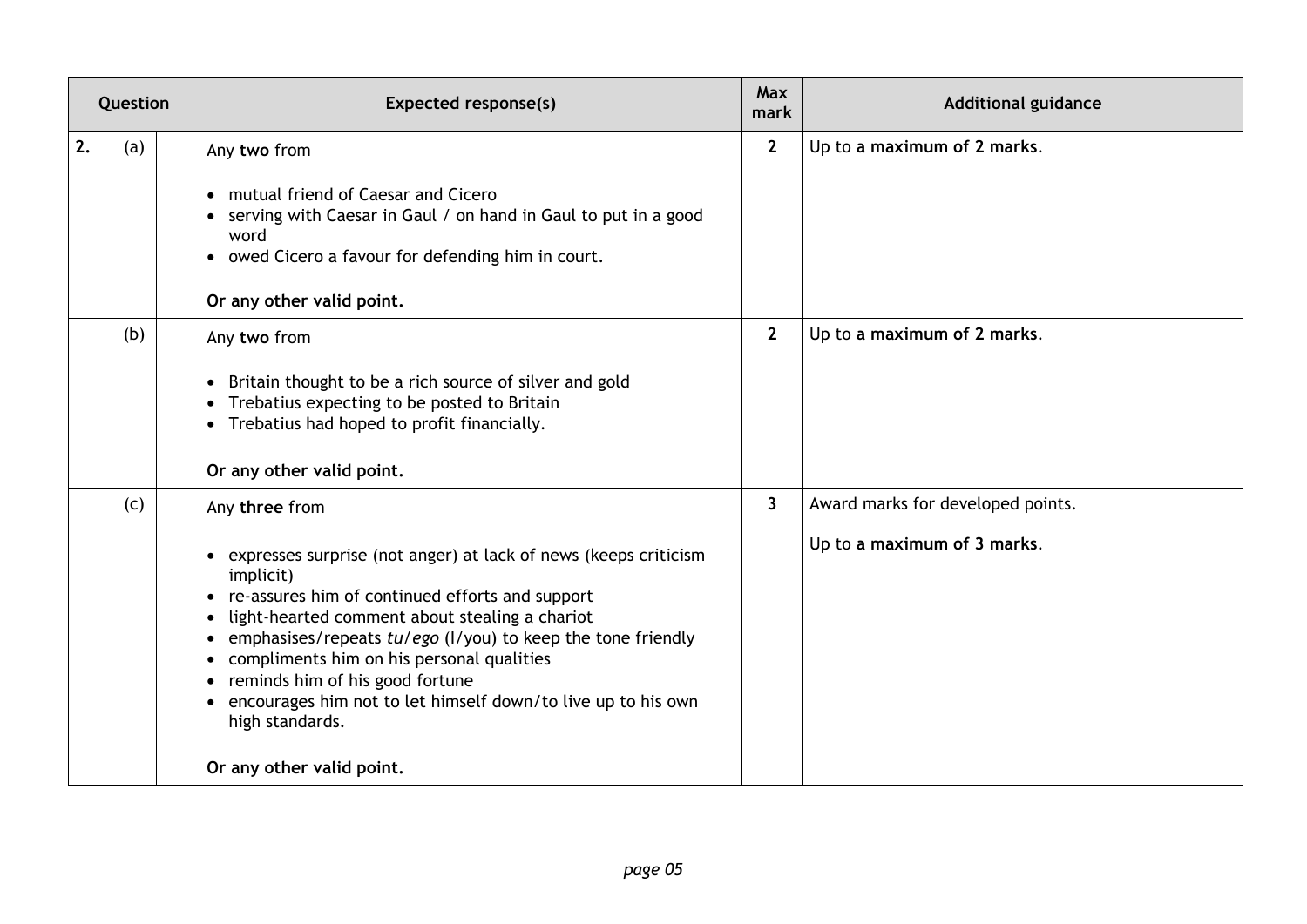| Question | | | Expected response(s) | Max mark | Additional guidance |
|---|---|---|---|---|---|
| 2. | (a) | | Any **two** from<br><br>• mutual friend of Caesar and Cicero<br>• serving with Caesar in Gaul / on hand in Gaul to put in a good word<br>• owed Cicero a favour for defending him in court.<br><br>**Or any other valid point.** | 2 | Up to **a maximum of 2 marks**. |
| | (b) | | Any **two** from<br><br>• Britain thought to be a rich source of silver and gold<br>• Trebatius expecting to be posted to Britain<br>• Trebatius had hoped to profit financially.<br><br>**Or any other valid point.** | 2 | Up to **a maximum of 2 marks**. |
| | (c) | | Any **three** from<br><br>• expresses surprise (not anger) at lack of news (keeps criticism implicit)<br>• re-assures him of continued efforts and support<br>• light-hearted comment about stealing a chariot<br>• emphasises/repeats *tu*/*ego* (I/you) to keep the tone friendly<br>• compliments him on his personal qualities<br>• reminds him of his good fortune<br>• encourages him not to let himself down/to live up to his own high standards.<br><br>**Or any other valid point.** | 3 | Award marks for developed points.<br><br>Up to **a maximum of 3 marks**. |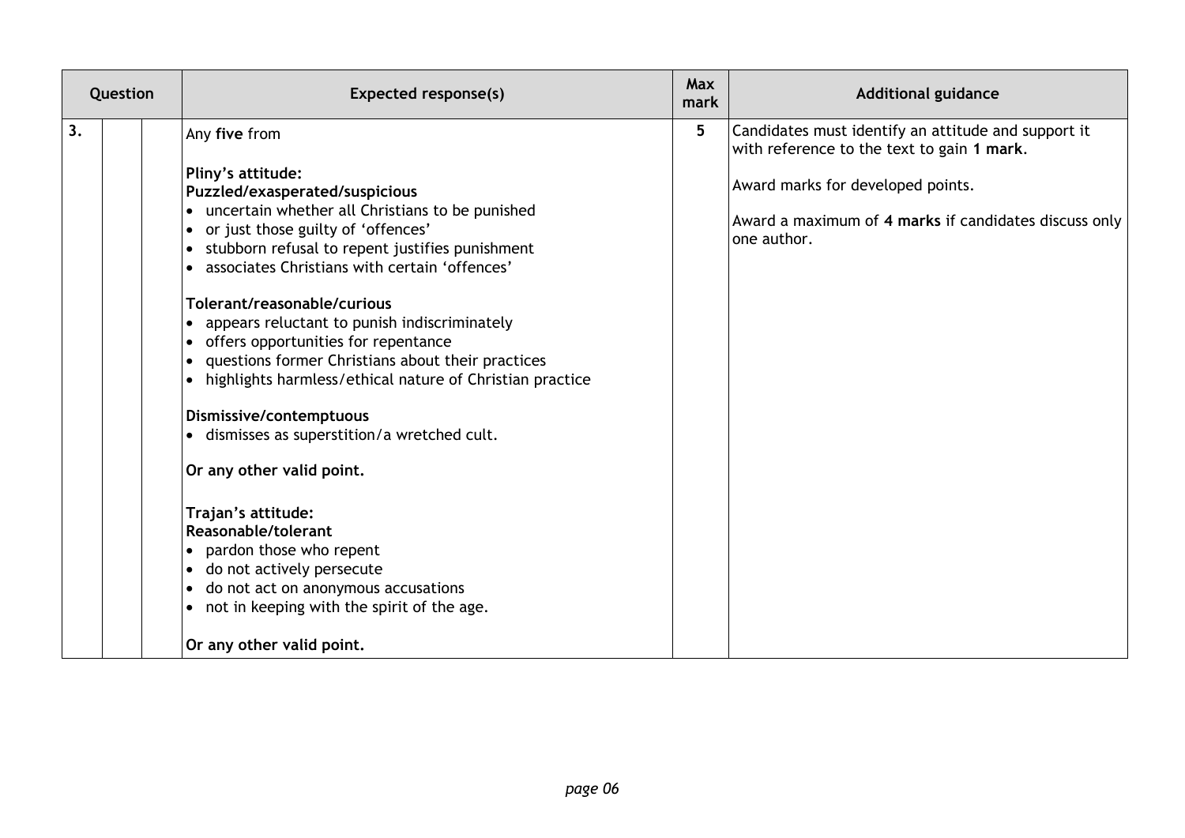| Question | | | Expected response(s) | Max mark | Additional guidance |
|---|---|---|---|---|---|
| 3. | | | Any **five** from<br><br>**Pliny's attitude:**<br>**Puzzled/exasperated/suspicious**<br>• uncertain whether all Christians to be punished<br>• or just those guilty of 'offences'<br>• stubborn refusal to repent justifies punishment<br>• associates Christians with certain 'offences'<br><br>**Tolerant/reasonable/curious**<br>• appears reluctant to punish indiscriminately<br>• offers opportunities for repentance<br>• questions former Christians about their practices<br>• highlights harmless/ethical nature of Christian practice<br><br>**Dismissive/contemptuous**<br>• dismisses as superstition/a wretched cult.<br><br>**Or any other valid point.**<br><br>**Trajan's attitude:**<br>**Reasonable/tolerant**<br>• pardon those who repent<br>• do not actively persecute<br>• do not act on anonymous accusations<br>• not in keeping with the spirit of the age.<br><br>**Or any other valid point.** | 5 | Candidates must identify an attitude and support it with reference to the text to gain **1 mark**.<br><br>Award marks for developed points.<br><br>Award a maximum of **4 marks** if candidates discuss only one author. |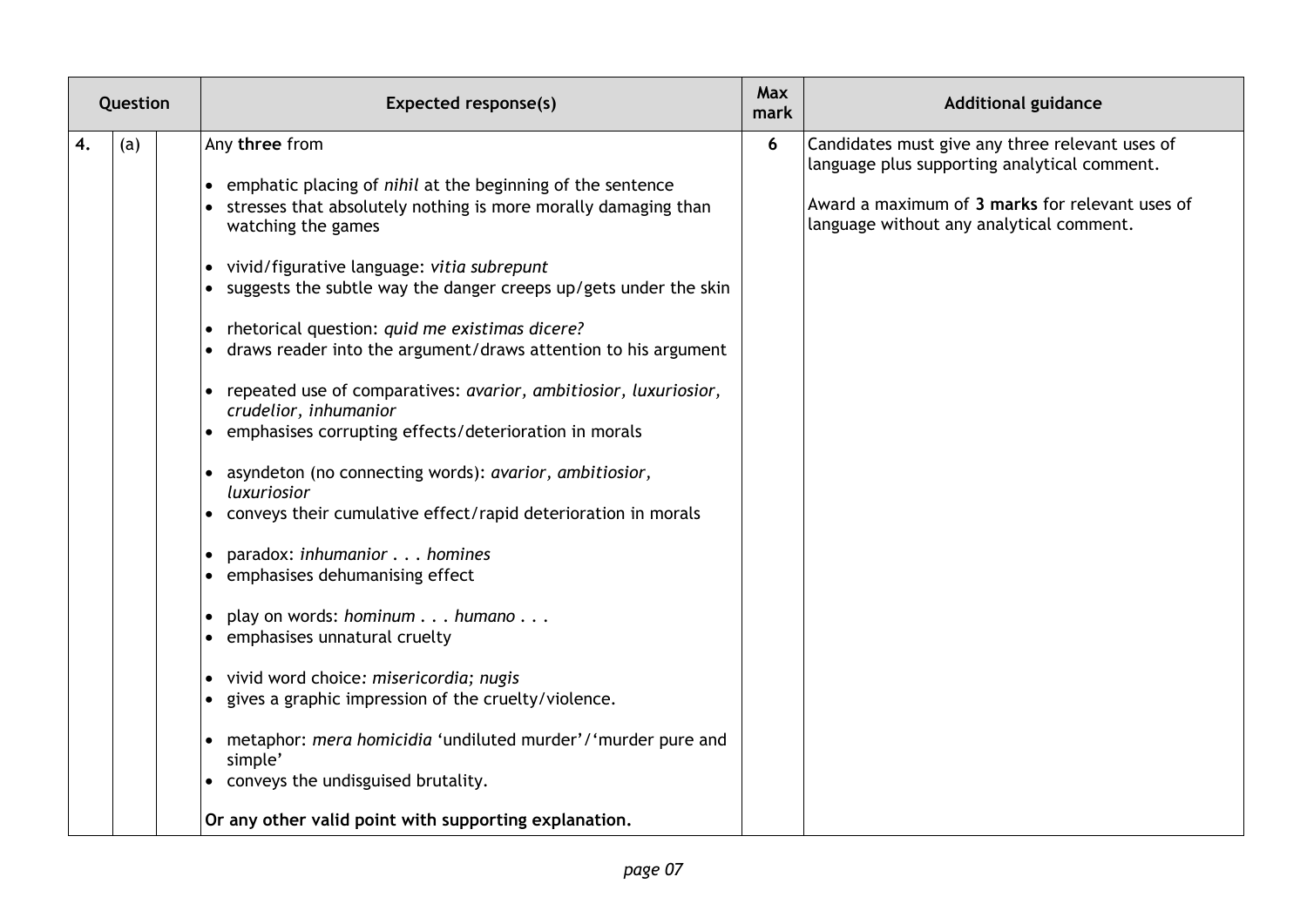| Question | | | Expected response(s) | Max mark | Additional guidance |
|---|---|---|---|---|---|
| 4. | (a) | | Any **three** from<br><br>• emphatic placing of *nihil* at the beginning of the sentence<br>• stresses that absolutely nothing is more morally damaging than watching the games<br><br>• vivid/figurative language: *vitia subrepunt*<br>• suggests the subtle way the danger creeps up/gets under the skin<br><br>• rhetorical question: *quid me existimas dicere?*<br>• draws reader into the argument/draws attention to his argument<br><br>• repeated use of comparatives: *avarior, ambitiosior, luxuriosior, crudelior, inhumanior*<br>• emphasises corrupting effects/deterioration in morals<br><br>• asyndeton (no connecting words): *avarior, ambitiosior, luxuriosior*<br>• conveys their cumulative effect/rapid deterioration in morals<br><br>• paradox: *inhumanior . . . homines*<br>• emphasises dehumanising effect<br><br>• play on words: *hominum . . . humano . . .*<br>• emphasises unnatural cruelty<br><br>• vivid word choice: *misericordia; nugis*<br>• gives a graphic impression of the cruelty/violence.<br><br>• metaphor: *mera homicidia* 'undiluted murder'/'murder pure and simple'<br>• conveys the undisguised brutality.<br><br>**Or any other valid point with supporting explanation.** | 6 | Candidates must give any three relevant uses of language plus supporting analytical comment.<br><br>Award a maximum of **3 marks** for relevant uses of language without any analytical comment. |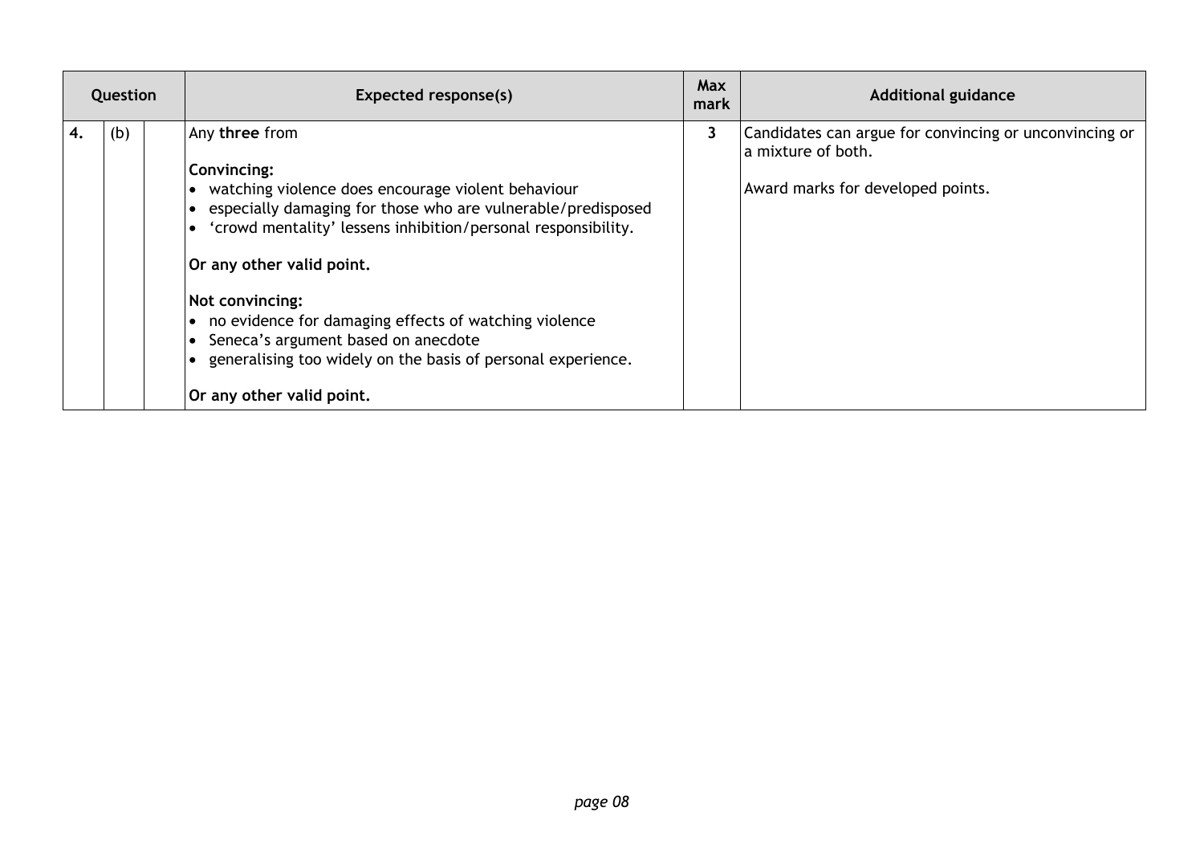| Question | | | Expected response(s) | Max mark | Additional guidance |
|---|---|---|---|---|---|
| 4. | (b) | | Any **three** from<br><br>**Convincing:**<br>• watching violence does encourage violent behaviour<br>• especially damaging for those who are vulnerable/predisposed<br>• 'crowd mentality' lessens inhibition/personal responsibility.<br><br>**Or any other valid point.**<br><br>**Not convincing:**<br>• no evidence for damaging effects of watching violence<br>• Seneca's argument based on anecdote<br>• generalising too widely on the basis of personal experience.<br><br>**Or any other valid point.** | 3 | Candidates can argue for convincing or unconvincing or a mixture of both.<br><br>Award marks for developed points. |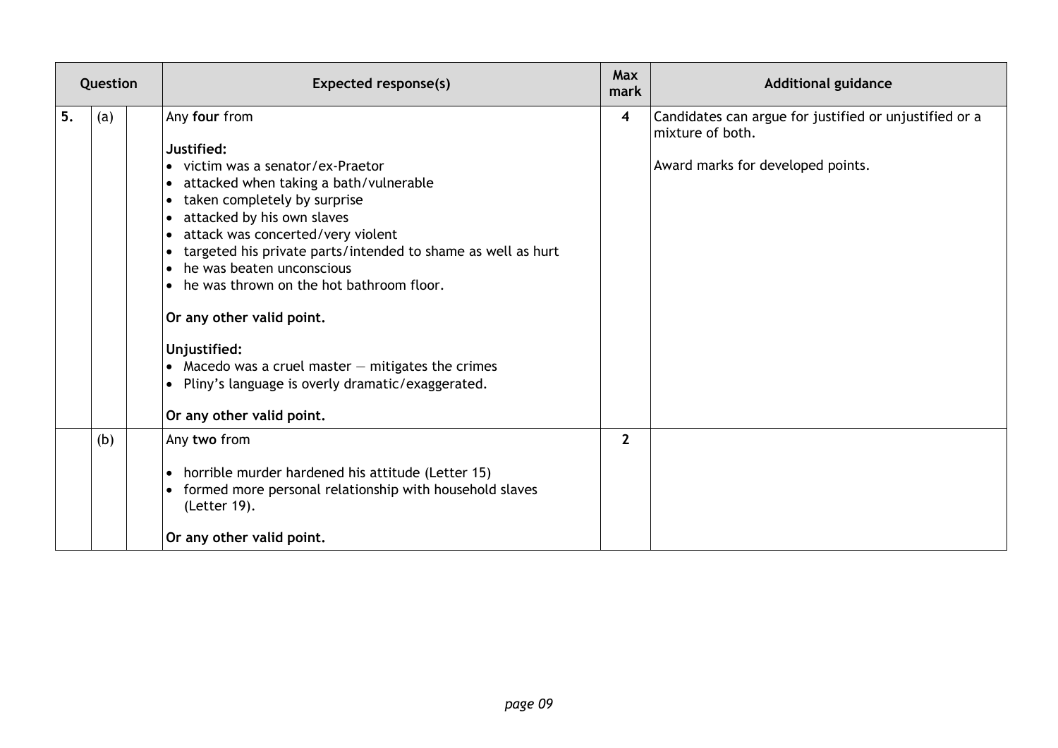| Question | | | Expected response(s) | Max mark | Additional guidance |
|---|---|---|---|---|---|
| 5. | (a) | | Any **four** from<br><br>**Justified:**<br>• victim was a senator/ex-Praetor<br>• attacked when taking a bath/vulnerable<br>• taken completely by surprise<br>• attacked by his own slaves<br>• attack was concerted/very violent<br>• targeted his private parts/intended to shame as well as hurt<br>• he was beaten unconscious<br>• he was thrown on the hot bathroom floor.<br><br>**Or any other valid point.**<br><br>**Unjustified:**<br>• Macedo was a cruel master — mitigates the crimes<br>• Pliny's language is overly dramatic/exaggerated.<br><br>**Or any other valid point.** | 4 | Candidates can argue for justified or unjustified or a mixture of both.<br><br>Award marks for developed points. |
| | (b) | | Any **two** from<br><br>• horrible murder hardened his attitude (Letter 15)<br>• formed more personal relationship with household slaves (Letter 19).<br><br>**Or any other valid point.** | 2 | |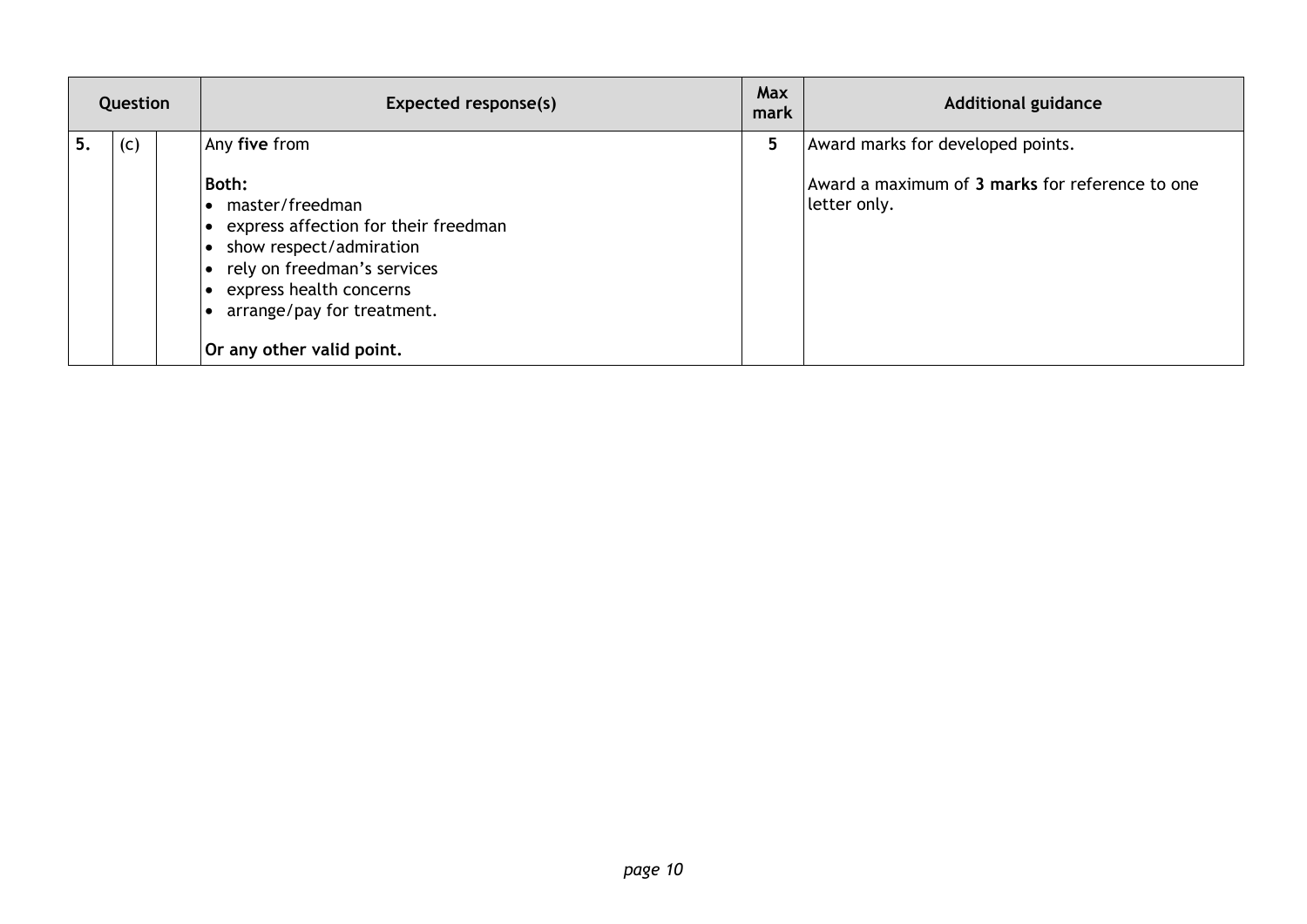| Question | | | Expected response(s) | Max mark | Additional guidance |
|---|---|---|---|---|---|
| 5. | (c) | | Any **five** from<br><br>**Both:**<br>• master/freedman<br>• express affection for their freedman<br>• show respect/admiration<br>• rely on freedman's services<br>• express health concerns<br>• arrange/pay for treatment.<br><br>**Or any other valid point.** | 5 | Award marks for developed points.<br><br>Award a maximum of **3 marks** for reference to one letter only. |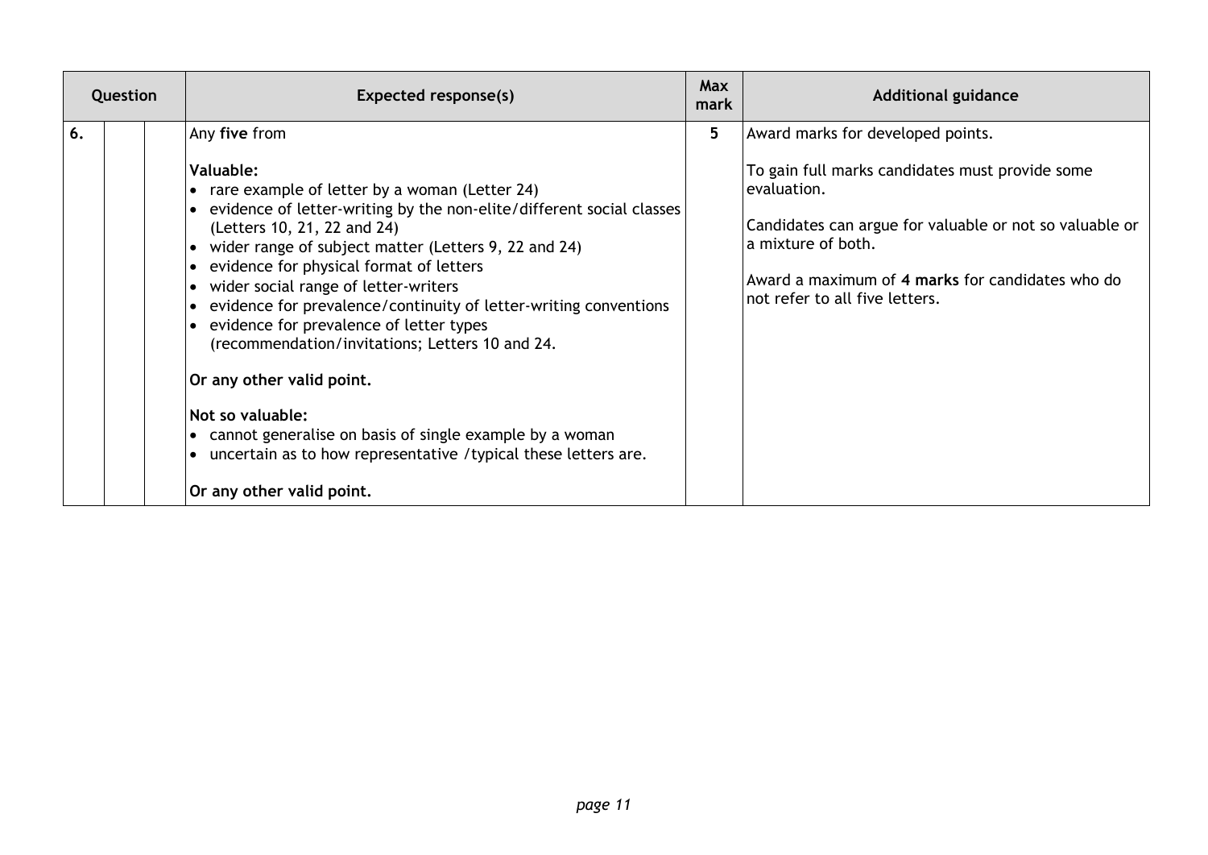| Question | | | Expected response(s) | Max mark | Additional guidance |
|---|---|---|---|---|---|
| 6. | | | Any **five** from<br><br>**Valuable:**<br>• rare example of letter by a woman (Letter 24)<br>• evidence of letter-writing by the non-elite/different social classes (Letters 10, 21, 22 and 24)<br>• wider range of subject matter (Letters 9, 22 and 24)<br>• evidence for physical format of letters<br>• wider social range of letter-writers<br>• evidence for prevalence/continuity of letter-writing conventions<br>• evidence for prevalence of letter types (recommendation/invitations; Letters 10 and 24.<br><br>**Or any other valid point.**<br><br>**Not so valuable:**<br>• cannot generalise on basis of single example by a woman<br>• uncertain as to how representative /typical these letters are.<br><br>**Or any other valid point.** | 5 | Award marks for developed points.<br><br>To gain full marks candidates must provide some evaluation.<br><br>Candidates can argue for valuable or not so valuable or a mixture of both.<br><br>Award a maximum of **4 marks** for candidates who do not refer to all five letters. |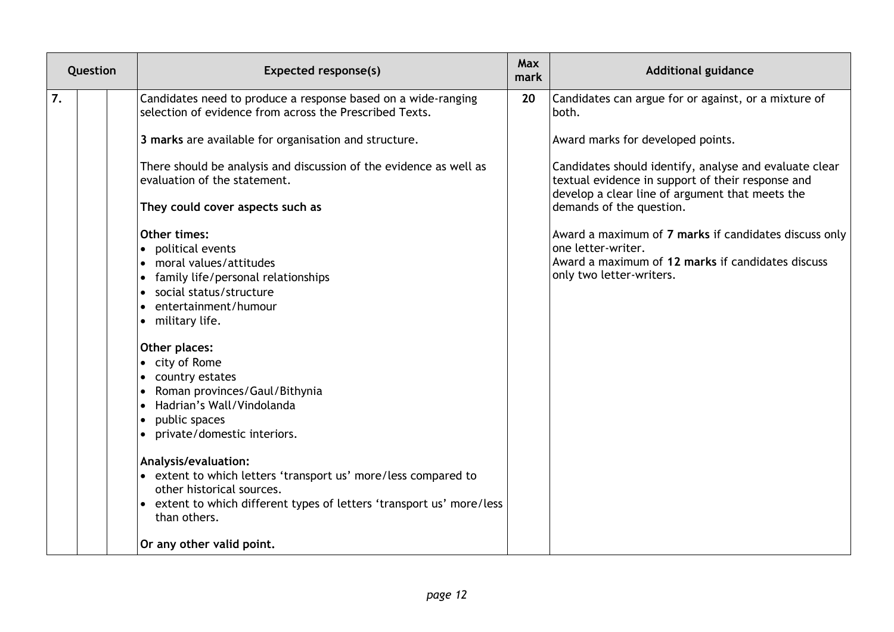| Question | | | Expected response(s) | Max mark | Additional guidance |
|---|---|---|---|---|---|
| 7. | | | Candidates need to produce a response based on a wide-ranging selection of evidence from across the Prescribed Texts.<br><br>**3 marks** are available for organisation and structure.<br><br>There should be analysis and discussion of the evidence as well as evaluation of the statement.<br><br>**They could cover aspects such as**<br><br>**Other times:**<br>• political events<br>• moral values/attitudes<br>• family life/personal relationships<br>• social status/structure<br>• entertainment/humour<br>• military life.<br><br>**Other places:**<br>• city of Rome<br>• country estates<br>• Roman provinces/Gaul/Bithynia<br>• Hadrian's Wall/Vindolanda<br>• public spaces<br>• private/domestic interiors.<br><br>**Analysis/evaluation:**<br>• extent to which letters 'transport us' more/less compared to other historical sources.<br>• extent to which different types of letters 'transport us' more/less than others.<br><br>**Or any other valid point.** | 20 | Candidates can argue for or against, or a mixture of both.<br><br>Award marks for developed points.<br><br>Candidates should identify, analyse and evaluate clear textual evidence in support of their response and develop a clear line of argument that meets the demands of the question.<br><br>Award a maximum of **7 marks** if candidates discuss only one letter-writer.<br>Award a maximum of **12 marks** if candidates discuss only two letter-writers. |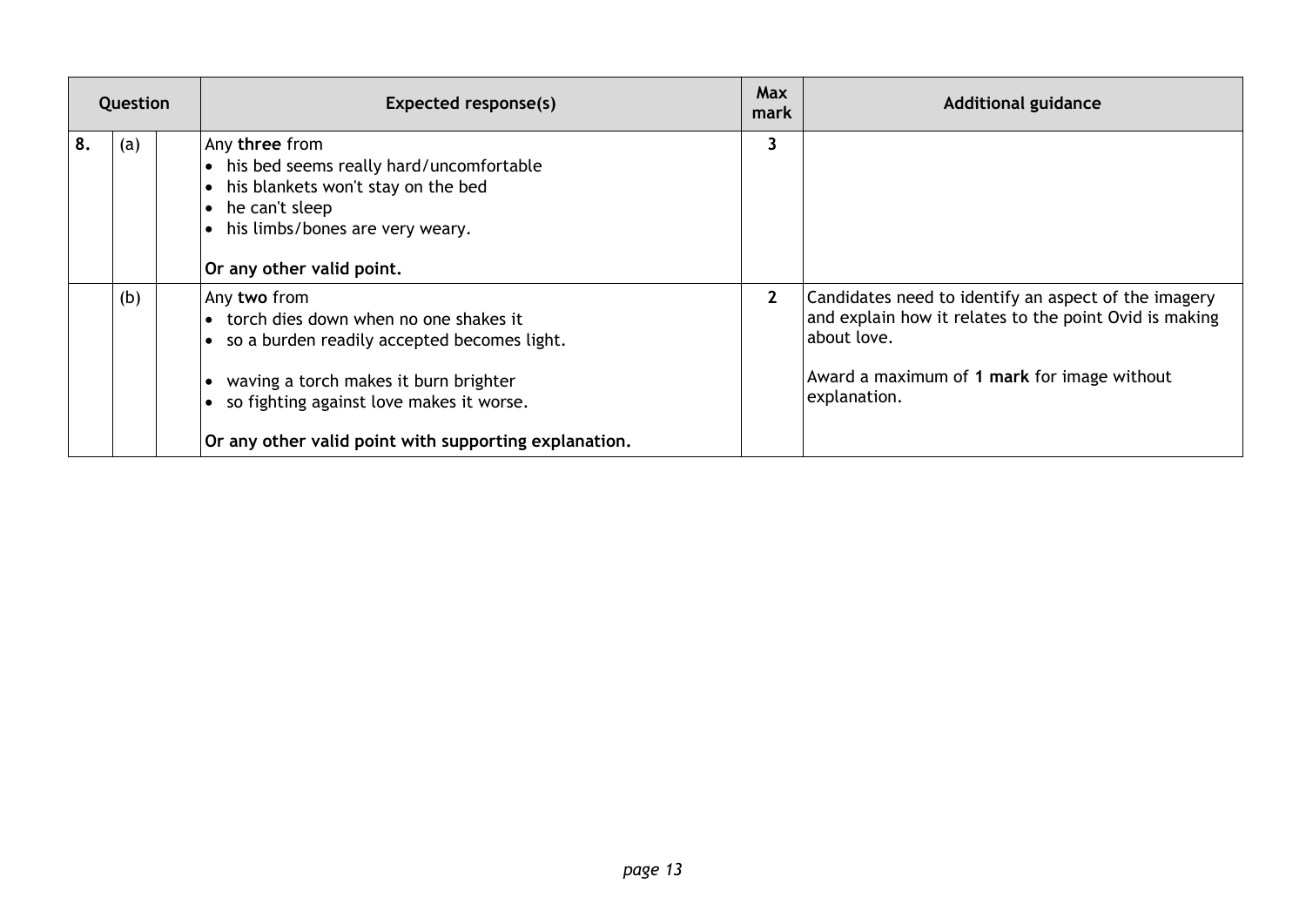| Question | | | Expected response(s) | Max mark | Additional guidance |
|---|---|---|---|---|---|
| 8. | (a) | | Any **three** from<br>• his bed seems really hard/uncomfortable<br>• his blankets won't stay on the bed<br>• he can't sleep<br>• his limbs/bones are very weary.<br><br>**Or any other valid point.** | 3 | |
| | (b) | | Any **two** from<br>• torch dies down when no one shakes it<br>• so a burden readily accepted becomes light.<br><br>• waving a torch makes it burn brighter<br>• so fighting against love makes it worse.<br><br>**Or any other valid point with supporting explanation.** | 2 | Candidates need to identify an aspect of the imagery and explain how it relates to the point Ovid is making about love.<br><br>Award a maximum of **1 mark** for image without explanation. |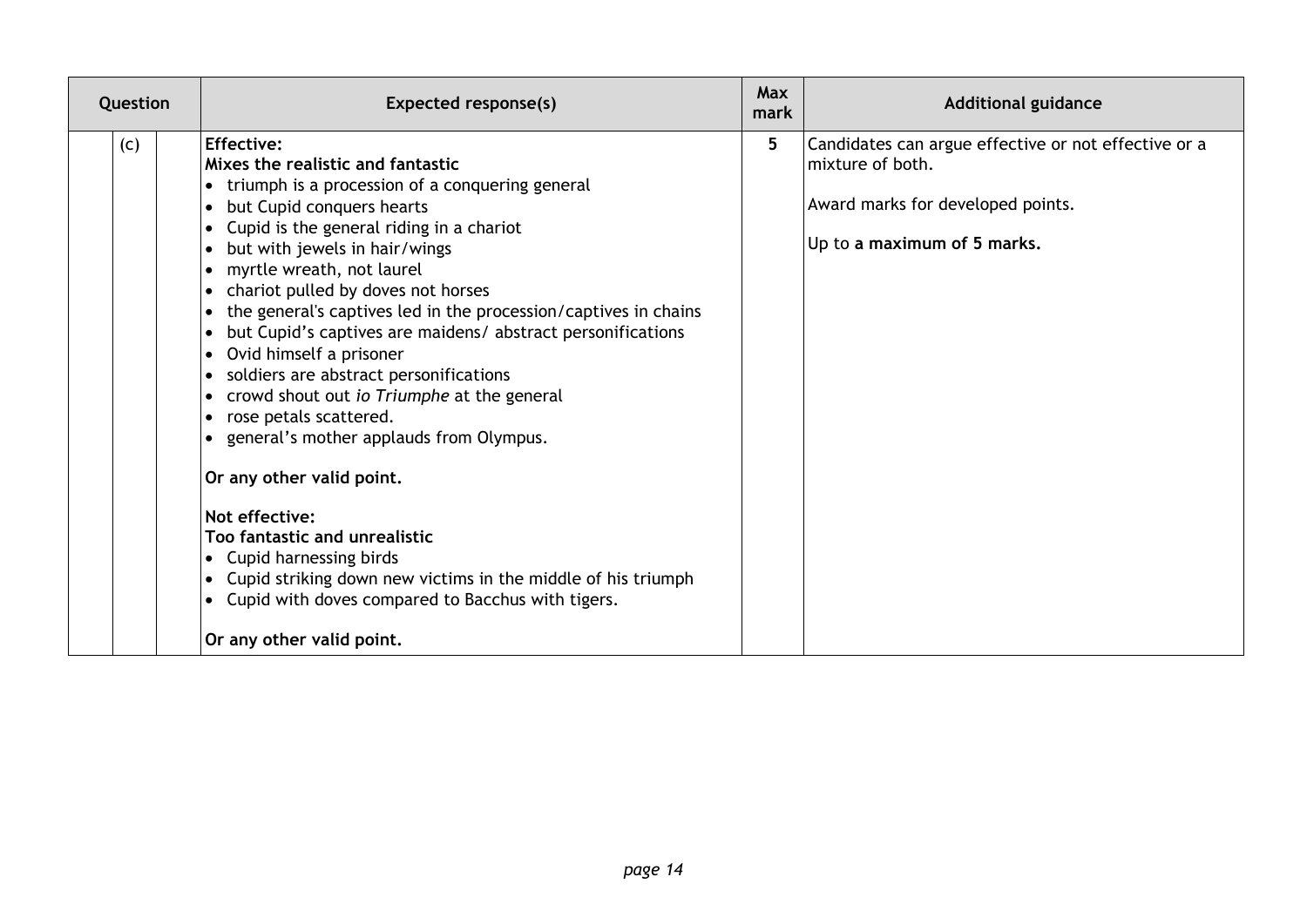| Question | | | Expected response(s) | Max mark | Additional guidance |
|---|---|---|---|---|---|
| | (c) | | **Effective:**<br>**Mixes the realistic and fantastic**<br>• triumph is a procession of a conquering general<br>• but Cupid conquers hearts<br>• Cupid is the general riding in a chariot<br>• but with jewels in hair/wings<br>• myrtle wreath, not laurel<br>• chariot pulled by doves not horses<br>• the general's captives led in the procession/captives in chains<br>• but Cupid's captives are maidens/ abstract personifications<br>• Ovid himself a prisoner<br>• soldiers are abstract personifications<br>• crowd shout out *io Triumphe* at the general<br>• rose petals scattered.<br>• general's mother applauds from Olympus.<br><br>**Or any other valid point.**<br><br>**Not effective:**<br>**Too fantastic and unrealistic**<br>• Cupid harnessing birds<br>• Cupid striking down new victims in the middle of his triumph<br>• Cupid with doves compared to Bacchus with tigers.<br><br>**Or any other valid point.** | 5 | Candidates can argue effective or not effective or a mixture of both.<br><br>Award marks for developed points.<br><br>Up to **a maximum of 5 marks.** |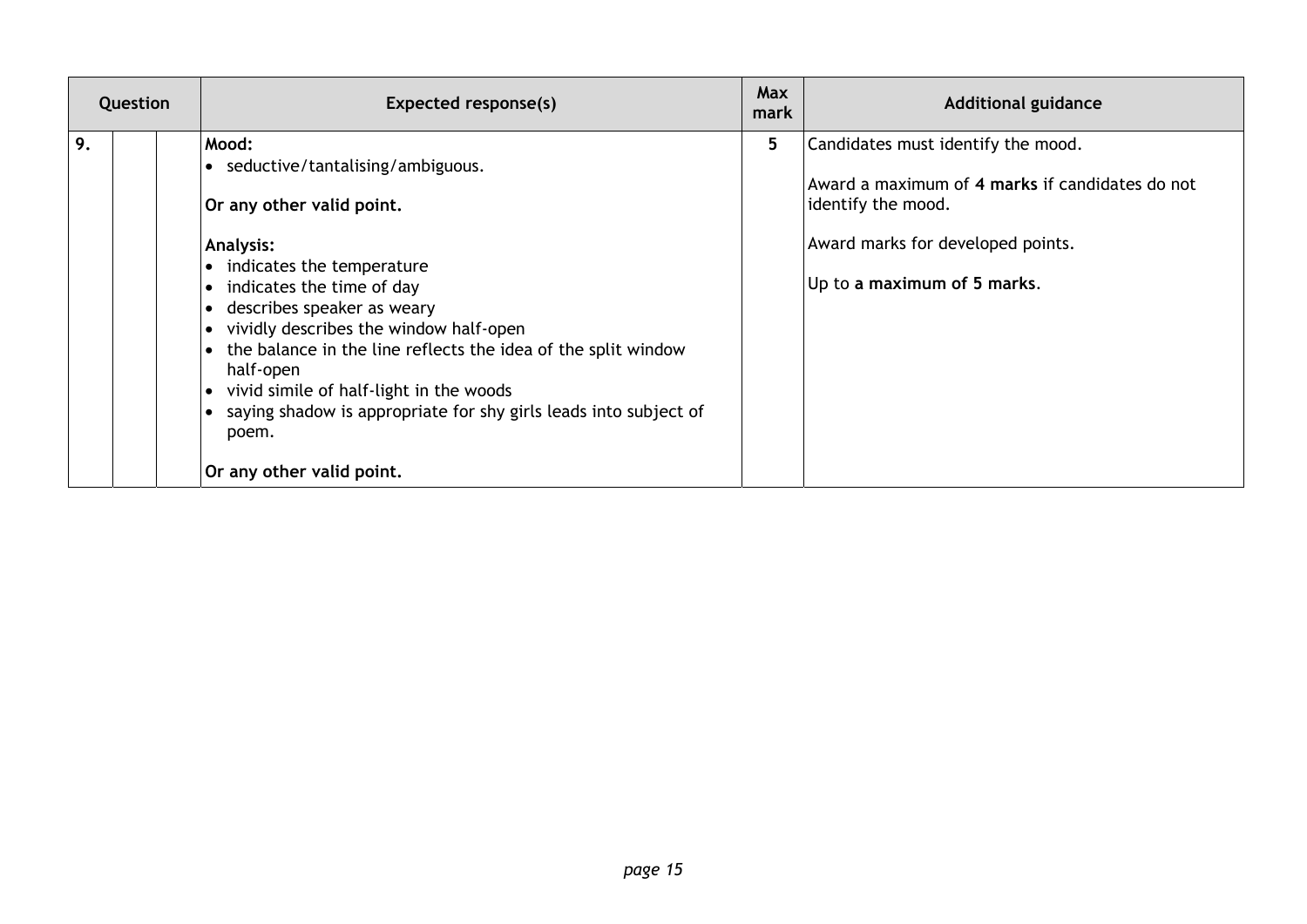| Question | | | Expected response(s) | Max mark | Additional guidance |
|---|---|---|---|---|---|
| 9. | | | **Mood:**<br>• seductive/tantalising/ambiguous.<br><br>**Or any other valid point.**<br><br>**Analysis:**<br>• indicates the temperature<br>• indicates the time of day<br>• describes speaker as weary<br>• vividly describes the window half-open<br>• the balance in the line reflects the idea of the split window half-open<br>• vivid simile of half-light in the woods<br>• saying shadow is appropriate for shy girls leads into subject of poem.<br><br>**Or any other valid point.** | 5 | Candidates must identify the mood.<br><br>Award a maximum of **4 marks** if candidates do not identify the mood.<br><br>Award marks for developed points.<br><br>Up to **a maximum of 5 marks**. |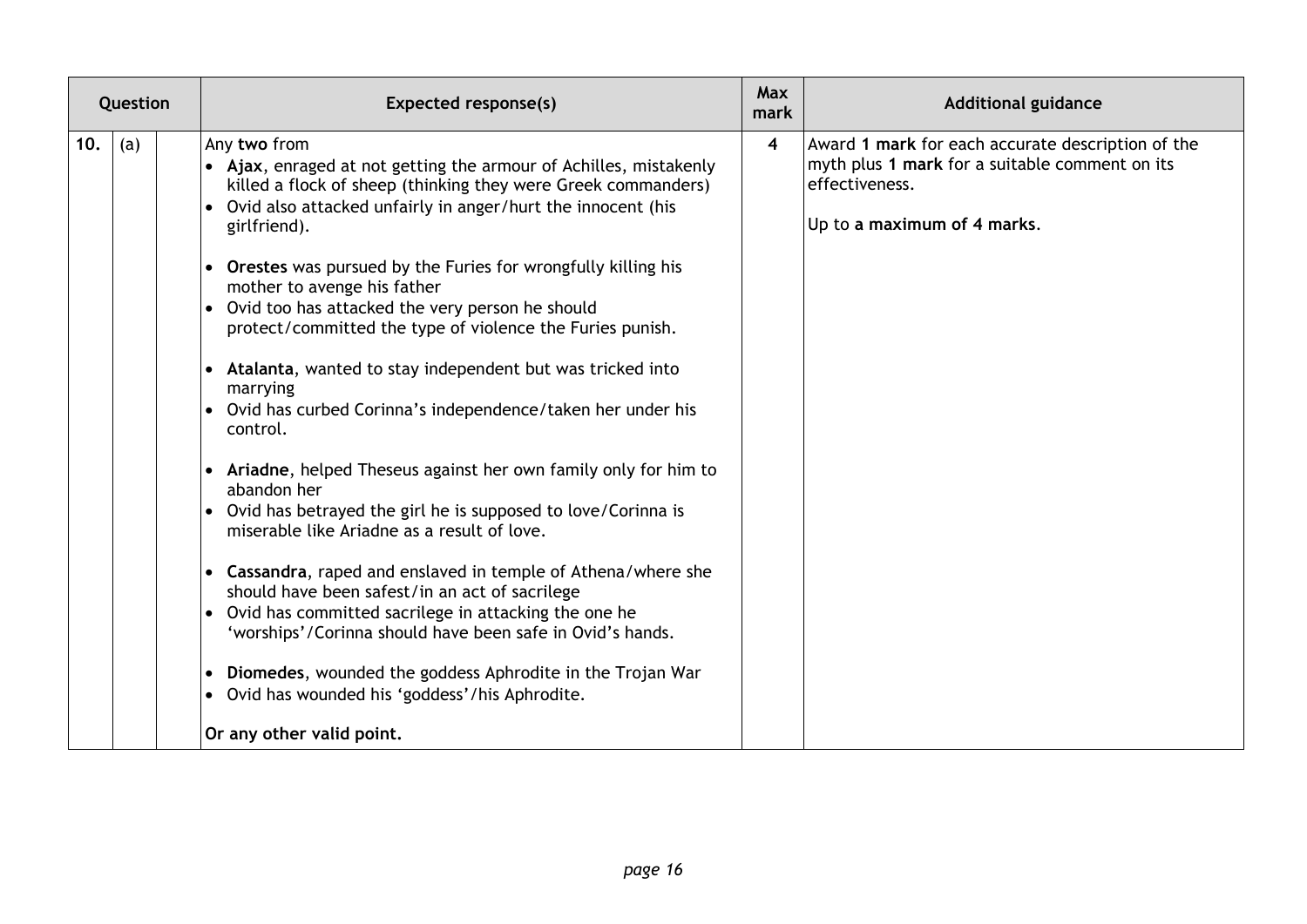| Question | | | Expected response(s) | Max mark | Additional guidance |
|---|---|---|---|---|---|
| 10. | (a) | | Any **two** from<br>• **Ajax**, enraged at not getting the armour of Achilles, mistakenly killed a flock of sheep (thinking they were Greek commanders)<br>• Ovid also attacked unfairly in anger/hurt the innocent (his girlfriend).<br><br>• **Orestes** was pursued by the Furies for wrongfully killing his mother to avenge his father<br>• Ovid too has attacked the very person he should protect/committed the type of violence the Furies punish.<br><br>• **Atalanta**, wanted to stay independent but was tricked into marrying<br>• Ovid has curbed Corinna's independence/taken her under his control.<br><br>• **Ariadne**, helped Theseus against her own family only for him to abandon her<br>• Ovid has betrayed the girl he is supposed to love/Corinna is miserable like Ariadne as a result of love.<br><br>• **Cassandra**, raped and enslaved in temple of Athena/where she should have been safest/in an act of sacrilege<br>• Ovid has committed sacrilege in attacking the one he 'worships'/Corinna should have been safe in Ovid's hands.<br><br>• **Diomedes**, wounded the goddess Aphrodite in the Trojan War<br>• Ovid has wounded his 'goddess'/his Aphrodite.<br><br>**Or any other valid point.** | **4** | Award **1 mark** for each accurate description of the myth plus **1 mark** for a suitable comment on its effectiveness.<br><br>Up to **a maximum of 4 marks**. |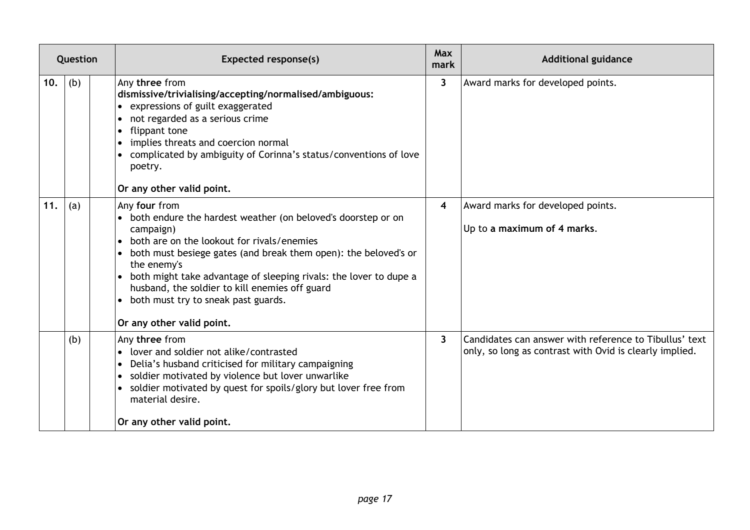| Question | | | Expected response(s) | Max mark | Additional guidance |
|---|---|---|---|---|---|
| 10. | (b) | | Any **three** from<br>**dismissive/trivialising/accepting/normalised/ambiguous:**<br>• expressions of guilt exaggerated<br>• not regarded as a serious crime<br>• flippant tone<br>• implies threats and coercion normal<br>• complicated by ambiguity of Corinna's status/conventions of love poetry.<br><br>**Or any other valid point.** | **3** | Award marks for developed points. |
| 11. | (a) | | Any **four** from<br>• both endure the hardest weather (on beloved's doorstep or on campaign)<br>• both are on the lookout for rivals/enemies<br>• both must besiege gates (and break them open): the beloved's or the enemy's<br>• both might take advantage of sleeping rivals: the lover to dupe a husband, the soldier to kill enemies off guard<br>• both must try to sneak past guards.<br><br>**Or any other valid point.** | **4** | Award marks for developed points.<br><br>Up to **a maximum of 4 marks**. |
| | (b) | | Any **three** from<br>• lover and soldier not alike/contrasted<br>• Delia's husband criticised for military campaigning<br>• soldier motivated by violence but lover unwarlike<br>• soldier motivated by quest for spoils/glory but lover free from material desire.<br><br>**Or any other valid point.** | **3** | Candidates can answer with reference to Tibullus' text only, so long as contrast with Ovid is clearly implied. |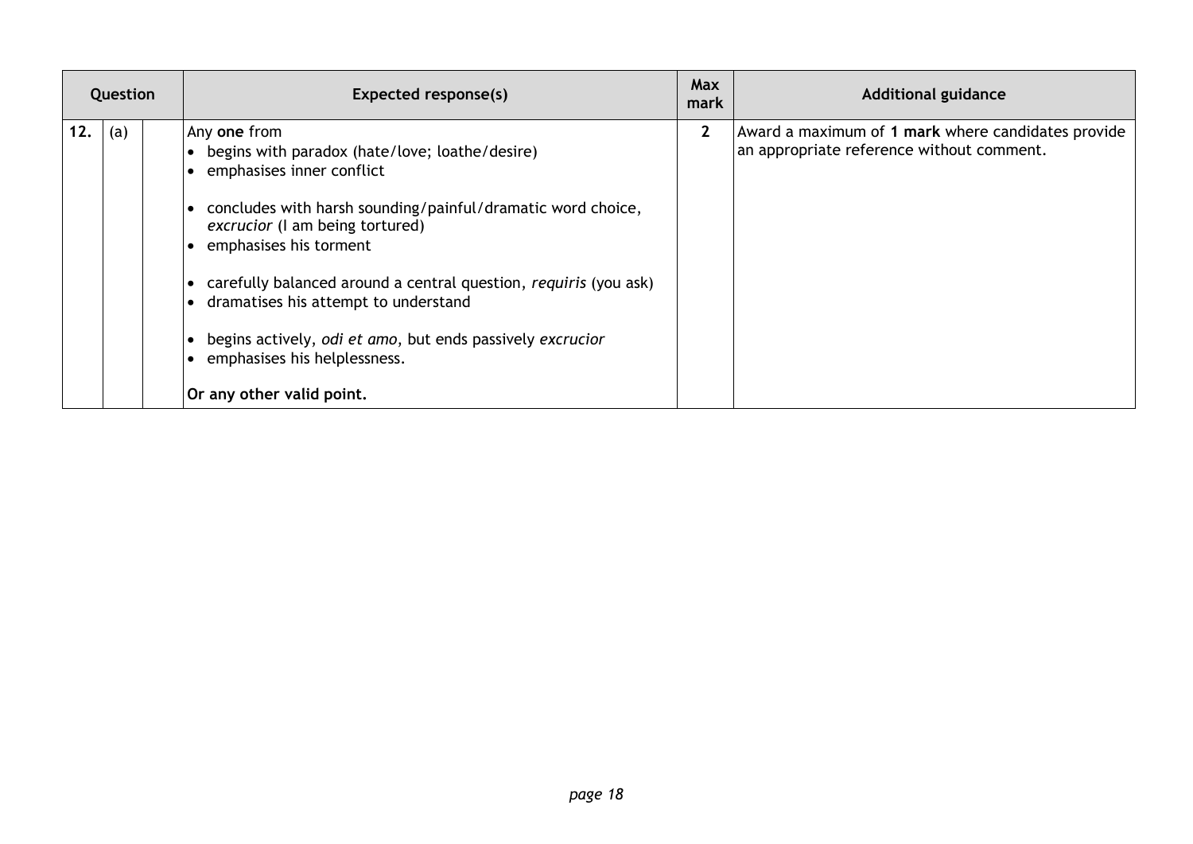| Question | | | Expected response(s) | Max mark | Additional guidance |
|---|---|---|---|---|---|
| 12. | (a) | | Any **one** from<br>• begins with paradox (hate/love; loathe/desire)<br>• emphasises inner conflict<br><br>• concludes with harsh sounding/painful/dramatic word choice, *excrucior* (I am being tortured)<br>• emphasises his torment<br><br>• carefully balanced around a central question, *requiris* (you ask)<br>• dramatises his attempt to understand<br><br>• begins actively, *odi et amo*, but ends passively *excrucior*<br>• emphasises his helplessness.<br><br>**Or any other valid point.** | 2 | Award a maximum of **1 mark** where candidates provide an appropriate reference without comment. |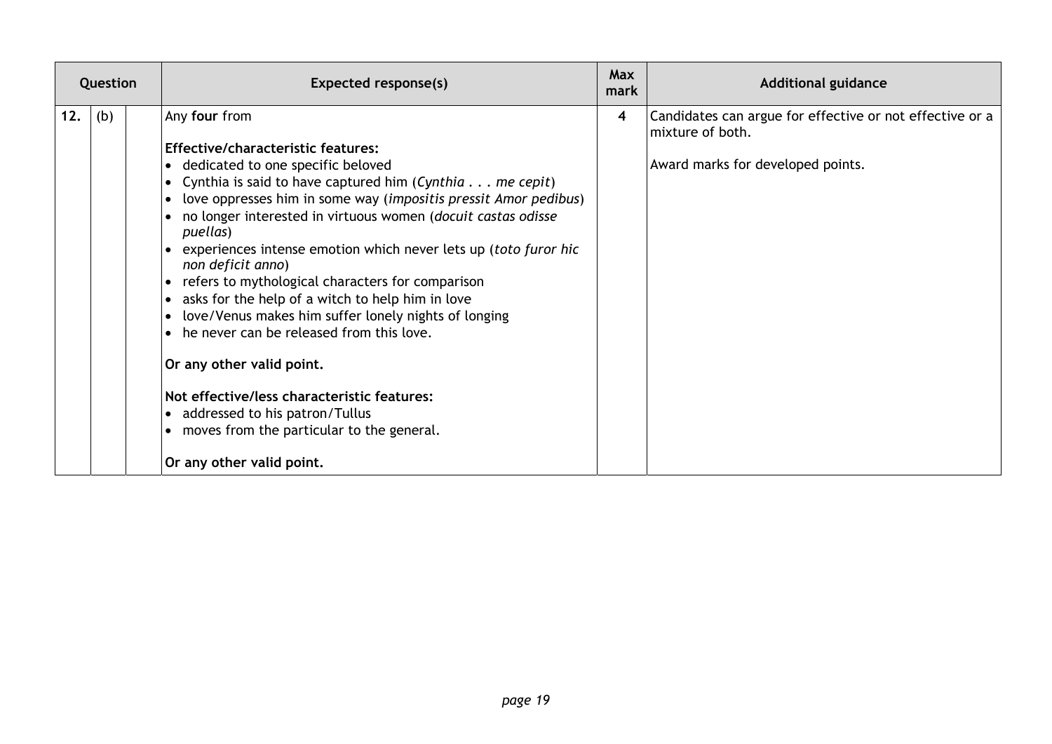| Question | | | Expected response(s) | Max mark | Additional guidance |
|---|---|---|---|---|---|
| 12. | (b) | | Any **four** from<br><br>**Effective/characteristic features:**<br>• dedicated to one specific beloved<br>• Cynthia is said to have captured him (*Cynthia . . . me cepit*)<br>• love oppresses him in some way (*impositis pressit Amor pedibus*)<br>• no longer interested in virtuous women (*docuit castas odisse puellas*)<br>• experiences intense emotion which never lets up (*toto furor hic non deficit anno*)<br>• refers to mythological characters for comparison<br>• asks for the help of a witch to help him in love<br>• love/Venus makes him suffer lonely nights of longing<br>• he never can be released from this love.<br><br>**Or any other valid point.**<br><br>**Not effective/less characteristic features:**<br>• addressed to his patron/Tullus<br>• moves from the particular to the general.<br><br>**Or any other valid point.** | 4 | Candidates can argue for effective or not effective or a mixture of both.<br><br>Award marks for developed points. |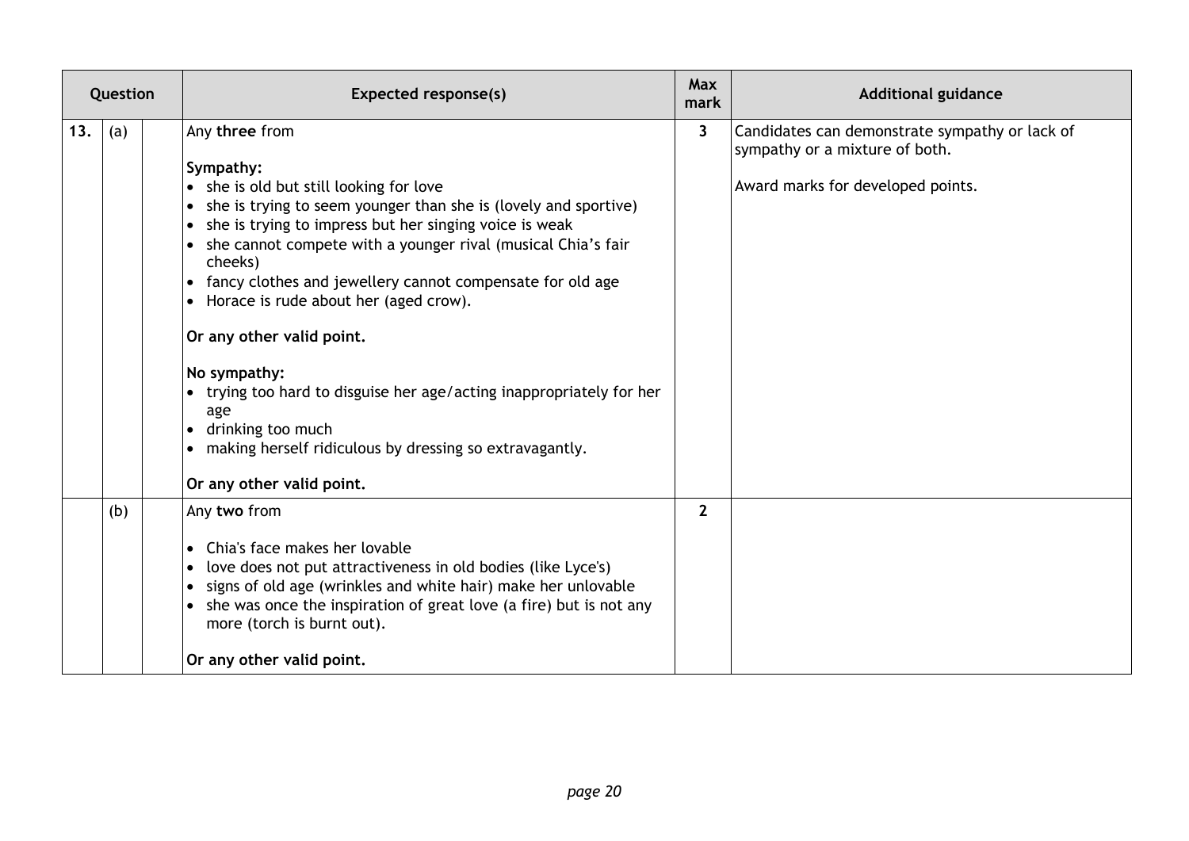| Question | | | Expected response(s) | Max mark | Additional guidance |
|---|---|---|---|---|---|
| 13. | (a) | | Any **three** from<br><br>**Sympathy:**<br>• she is old but still looking for love<br>• she is trying to seem younger than she is (lovely and sportive)<br>• she is trying to impress but her singing voice is weak<br>• she cannot compete with a younger rival (musical Chia's fair cheeks)<br>• fancy clothes and jewellery cannot compensate for old age<br>• Horace is rude about her (aged crow).<br><br>**Or any other valid point.**<br><br>**No sympathy:**<br>• trying too hard to disguise her age/acting inappropriately for her age<br>• drinking too much<br>• making herself ridiculous by dressing so extravagantly.<br><br>**Or any other valid point.** | 3 | Candidates can demonstrate sympathy or lack of sympathy or a mixture of both.<br><br>Award marks for developed points. |
| | (b) | | Any **two** from<br><br>• Chia's face makes her lovable<br>• love does not put attractiveness in old bodies (like Lyce's)<br>• signs of old age (wrinkles and white hair) make her unlovable<br>• she was once the inspiration of great love (a fire) but is not any more (torch is burnt out).<br><br>**Or any other valid point.** | 2 | |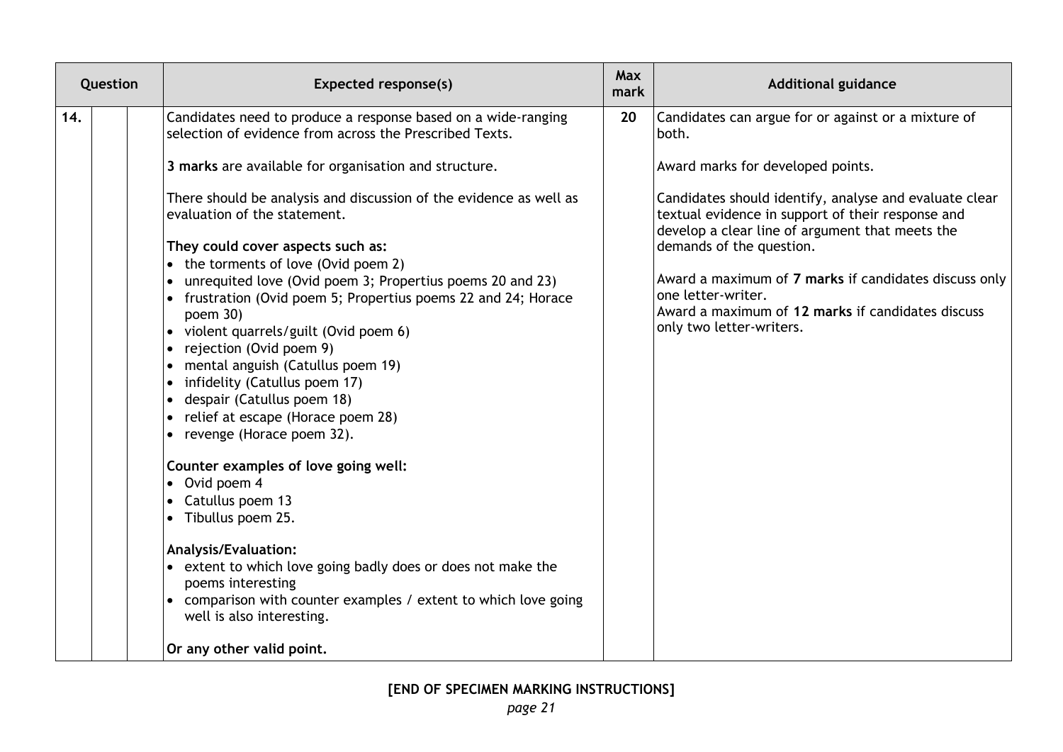| Question | | | Expected response(s) | Max mark | Additional guidance |
|---|---|---|---|---|---|
| 14. | | | Candidates need to produce a response based on a wide-ranging selection of evidence from across the Prescribed Texts.<br><br>**3 marks** are available for organisation and structure.<br><br>There should be analysis and discussion of the evidence as well as evaluation of the statement.<br><br>**They could cover aspects such as:**<br>• the torments of love (Ovid poem 2)<br>• unrequited love (Ovid poem 3; Propertius poems 20 and 23)<br>• frustration (Ovid poem 5; Propertius poems 22 and 24; Horace poem 30)<br>• violent quarrels/guilt (Ovid poem 6)<br>• rejection (Ovid poem 9)<br>• mental anguish (Catullus poem 19)<br>• infidelity (Catullus poem 17)<br>• despair (Catullus poem 18)<br>• relief at escape (Horace poem 28)<br>• revenge (Horace poem 32).<br><br>**Counter examples of love going well:**<br>• Ovid poem 4<br>• Catullus poem 13<br>• Tibullus poem 25.<br><br>**Analysis/Evaluation:**<br>• extent to which love going badly does or does not make the poems interesting<br>• comparison with counter examples / extent to which love going well is also interesting.<br><br>**Or any other valid point.** | 20 | Candidates can argue for or against or a mixture of both.<br><br>Award marks for developed points.<br><br>Candidates should identify, analyse and evaluate clear textual evidence in support of their response and develop a clear line of argument that meets the demands of the question.<br><br>Award a maximum of **7 marks** if candidates discuss only one letter-writer.<br>Award a maximum of **12 marks** if candidates discuss only two letter-writers. |

**[END OF SPECIMEN MARKING INSTRUCTIONS]**